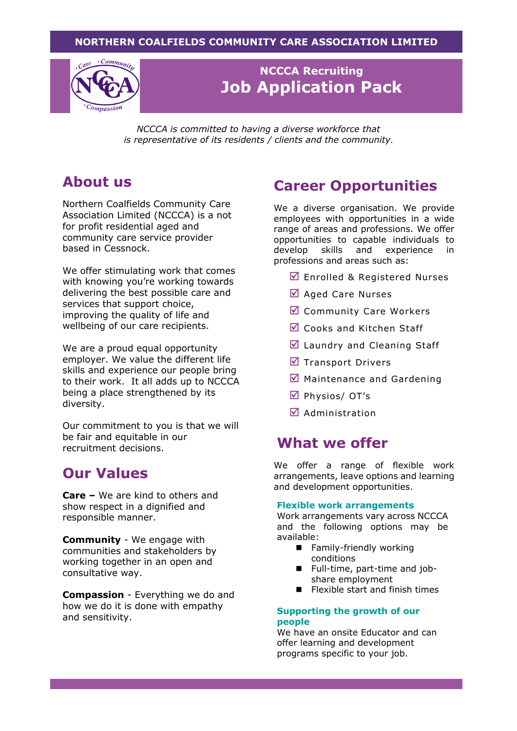**NORTHERN COALFIELDS COMMUNITY CARE ASSOCIATION LIMITED**

# NCCCA Recruiting
# Job Application Pack

*NCCCA is committed to having a diverse workforce that is representative of its residents / clients and the community.*

## About us

Northern Coalfields Community Care Association Limited (NCCCA) is a not for profit residential aged and community care service provider based in Cessnock.

We offer stimulating work that comes with knowing you're working towards delivering the best possible care and services that support choice, improving the quality of life and wellbeing of our care recipients.

We are a proud equal opportunity employer. We value the different life skills and experience our people bring to their work. It all adds up to NCCCA being a place strengthened by its diversity.

Our commitment to you is that we will be fair and equitable in our recruitment decisions.

## Our Values

**Care –** We are kind to others and show respect in a dignified and responsible manner.

**Community** - We engage with communities and stakeholders by working together in an open and consultative way.

**Compassion** - Everything we do and how we do it is done with empathy and sensitivity.

## Career Opportunities

We a diverse organisation. We provide employees with opportunities in a wide range of areas and professions. We offer opportunities to capable individuals to develop skills and experience in professions and areas such as:

- ☑ Enrolled & Registered Nurses
- ☑ Aged Care Nurses
- ☑ Community Care Workers
- ☑ Cooks and Kitchen Staff
- ☑ Laundry and Cleaning Staff
- ☑ Transport Drivers
- ☑ Maintenance and Gardening
- ☑ Physios/ OT's
- ☑ Administration

## What we offer

We offer a range of flexible work arrangements, leave options and learning and development opportunities.

### Flexible work arrangements

Work arrangements vary across NCCCA and the following options may be available:

- Family-friendly working conditions
- Full-time, part-time and job-share employment
- Flexible start and finish times

### Supporting the growth of our people

We have an onsite Educator and can offer learning and development programs specific to your job.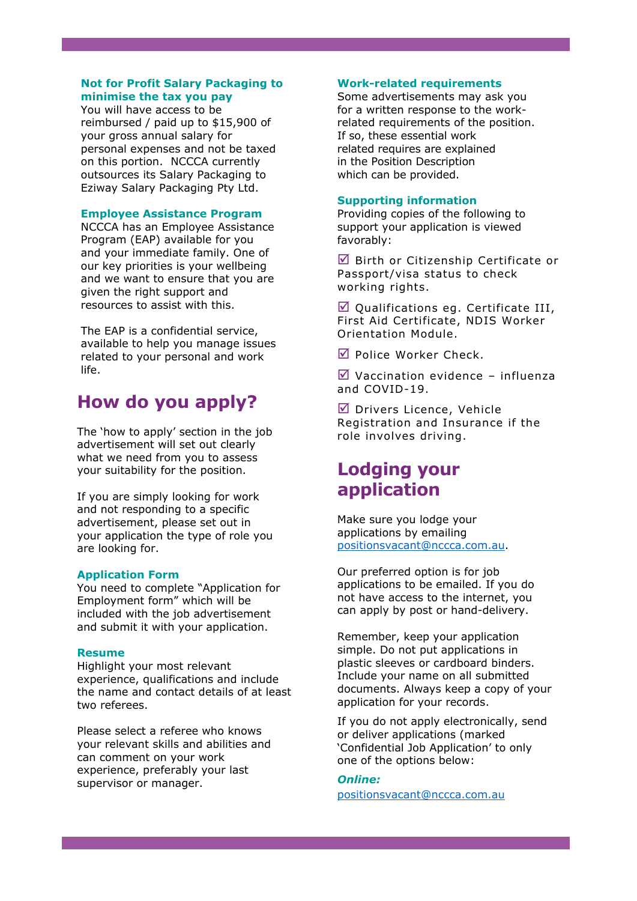### Not for Profit Salary Packaging to minimise the tax you pay

You will have access to be reimbursed / paid up to $15,900 of your gross annual salary for personal expenses and not be taxed on this portion. NCCCA currently outsources its Salary Packaging to Eziway Salary Packaging Pty Ltd.

### Employee Assistance Program

NCCCA has an Employee Assistance Program (EAP) available for you and your immediate family. One of our key priorities is your wellbeing and we want to ensure that you are given the right support and resources to assist with this.

The EAP is a confidential service, available to help you manage issues related to your personal and work life.

## How do you apply?

The 'how to apply' section in the job advertisement will set out clearly what we need from you to assess your suitability for the position.

If you are simply looking for work and not responding to a specific advertisement, please set out in your application the type of role you are looking for.

### Application Form

You need to complete "Application for Employment form" which will be included with the job advertisement and submit it with your application.

### Resume

Highlight your most relevant experience, qualifications and include the name and contact details of at least two referees.

Please select a referee who knows your relevant skills and abilities and can comment on your work experience, preferably your last supervisor or manager.

### Work-related requirements

Some advertisements may ask you for a written response to the work-related requirements of the position. If so, these essential work related requires are explained in the Position Description which can be provided.

### Supporting information

Providing copies of the following to support your application is viewed favorably:

- ☑ Birth or Citizenship Certificate or Passport/visa status to check working rights.
- ☑ Qualifications eg. Certificate III, First Aid Certificate, NDIS Worker Orientation Module.
- ☑ Police Worker Check.
- ☑ Vaccination evidence – influenza and COVID-19.
- ☑ Drivers Licence, Vehicle Registration and Insurance if the role involves driving.

## Lodging your application

Make sure you lodge your applications by emailing positionsvacant@nccca.com.au.

Our preferred option is for job applications to be emailed. If you do not have access to the internet, you can apply by post or hand-delivery.

Remember, keep your application simple. Do not put applications in plastic sleeves or cardboard binders. Include your name on all submitted documents. Always keep a copy of your application for your records.

If you do not apply electronically, send or deliver applications (marked 'Confidential Job Application' to only one of the options below:

***Online:***

positionsvacant@nccca.com.au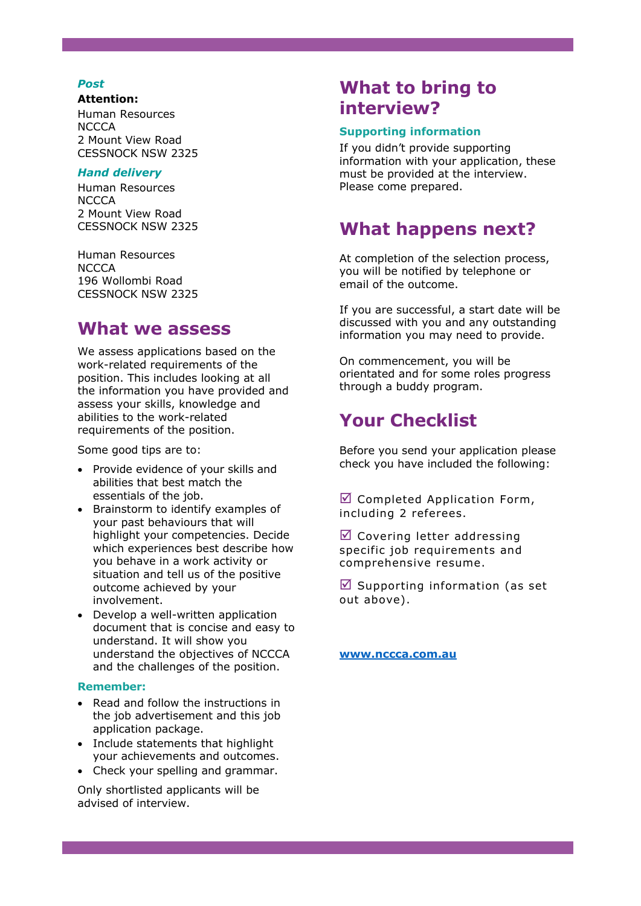***Post***

**Attention:**
Human Resources
NCCCA
2 Mount View Road
CESSNOCK NSW 2325

***Hand delivery***

Human Resources
NCCCA
2 Mount View Road
CESSNOCK NSW 2325

Human Resources
NCCCA
196 Wollombi Road
CESSNOCK NSW 2325

## What we assess

We assess applications based on the work-related requirements of the position. This includes looking at all the information you have provided and assess your skills, knowledge and abilities to the work-related requirements of the position.

Some good tips are to:

- Provide evidence of your skills and abilities that best match the essentials of the job.
- Brainstorm to identify examples of your past behaviours that will highlight your competencies. Decide which experiences best describe how you behave in a work activity or situation and tell us of the positive outcome achieved by your involvement.
- Develop a well-written application document that is concise and easy to understand. It will show you understand the objectives of NCCCA and the challenges of the position.

**Remember:**

- Read and follow the instructions in the job advertisement and this job application package.
- Include statements that highlight your achievements and outcomes.
- Check your spelling and grammar.

Only shortlisted applicants will be advised of interview.

## What to bring to interview?

**Supporting information**

If you didn't provide supporting information with your application, these must be provided at the interview. Please come prepared.

## What happens next?

At completion of the selection process, you will be notified by telephone or email of the outcome.

If you are successful, a start date will be discussed with you and any outstanding information you may need to provide.

On commencement, you will be orientated and for some roles progress through a buddy program.

## Your Checklist

Before you send your application please check you have included the following:

☑ Completed Application Form, including 2 referees.

☑ Covering letter addressing specific job requirements and comprehensive resume.

☑ Supporting information (as set out above).

www.nccca.com.au